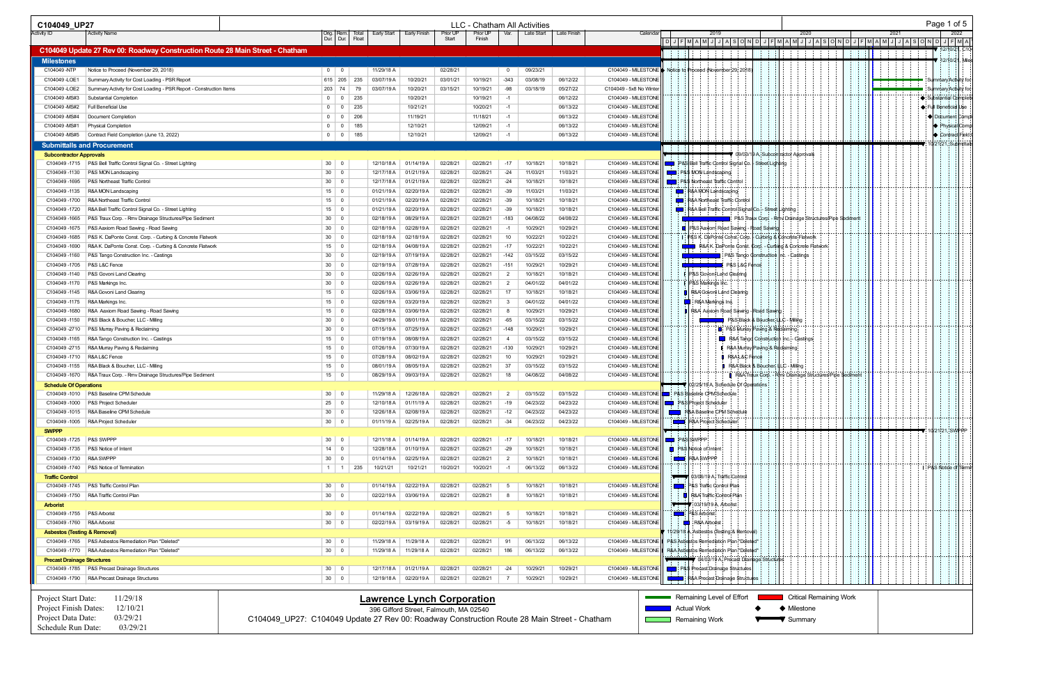# C104049_UP27

LLC - Chatham All Activities

## C104049 Update 27 Rev 00: Roadway Construction Route 28 Main Street - Chatham

| Activity ID | Activity Name | Orig. Dur. | Rem. Dur. | Total Float | Early Start | Early Finish | Prior UP Start | Prior UP Finish | Var. | Late Start | Late Finish | Calendar |
|---|---|---|---|---|---|---|---|---|---|---|---|---|
| **Milestones** | | | | | | | | | | | | |
| C104049 -NTP | Notice to Proceed (November 29, 2018) | 0 | 0 | | 11/29/18 A | | 02/28/21 | | 0 | 09/23/21 | | C104049 - MILESTONE |
| C104049 -LOE1 | Summary Activity for Cost Loading - PSR Report | 615 | 205 | 235 | 03/07/19 A | 10/20/21 | 03/01/21 | 10/19/21 | -343 | 03/08/19 | 06/12/22 | C104049 - MILESTONE |
| C104049 -LOE2 | Summary Activity for Cost Loading - PSR Report - Construction Items | 203 | 74 | 79 | 03/07/19 A | 10/20/21 | 03/15/21 | 10/19/21 | -98 | 03/18/19 | 05/27/22 | C104049 - 5x8 No Winter |
| C104049 -MS#3 | Substantial Completion | 0 | 0 | 235 | | 10/20/21 | | 10/19/21 | -1 | | 06/12/22 | C104049 - MILESTONE |
| C104049 -MS#2 | Full Beneficial Use | 0 | 0 | 235 | | 10/21/21 | | 10/20/21 | -1 | | 06/13/22 | C104049 - MILESTONE |
| C104049 -MS#4 | Document Completion | 0 | 0 | 206 | | 11/19/21 | | 11/18/21 | -1 | | 06/13/22 | C104049 - MILESTONE |
| C104049 -MS#1 | Physical Completion | 0 | 0 | 185 | | 12/10/21 | | 12/09/21 | -1 | | 06/13/22 | C104049 - MILESTONE |
| C104049 -MS#5 | Contract Field Completion (June 13, 2022) | 0 | 0 | 185 | | 12/10/21 | | 12/09/21 | -1 | | 06/13/22 | C104049 - MILESTONE |
| **Submittalls and Procurement** | | | | | | | | | | | | |
| **Subcontractor Approvals** | | | | | | | | | | | | |
| C104049 -1715 | P&S Bell Traffic Control Signal Co. - Street Lighting | 30 | 0 | | 12/10/18 A | 01/14/19 A | 02/28/21 | 02/28/21 | -17 | 10/18/21 | 10/18/21 | C104049 - MILESTONE |
| C104049 -1130 | P&S MON Landscaping | 30 | 0 | | 12/17/18 A | 01/21/19 A | 02/28/21 | 02/28/21 | -24 | 11/03/21 | 11/03/21 | C104049 - MILESTONE |
| C104049 -1695 | P&S Northeast Traffic Control | 30 | 0 | | 12/17/18 A | 01/21/19 A | 02/28/21 | 02/28/21 | -24 | 10/18/21 | 10/18/21 | C104049 - MILESTONE |
| C104049 -1135 | R&A MON Landscaping | 15 | 0 | | 01/21/19 A | 02/20/19 A | 02/28/21 | 02/28/21 | -39 | 11/03/21 | 11/03/21 | C104049 - MILESTONE |
| C104049 -1700 | R&A Northeast Traffic Control | 15 | 0 | | 01/21/19 A | 02/20/19 A | 02/28/21 | 02/28/21 | -39 | 10/18/21 | 10/18/21 | C104049 - MILESTONE |
| C104049 -1720 | R&A Bell Traffic Control Signal Co. - Street Lighting | 15 | 0 | | 01/21/19 A | 02/20/19 A | 02/28/21 | 02/28/21 | -39 | 10/18/21 | 10/18/21 | C104049 - MILESTONE |
| C104049 -1665 | P&S Traux Corp. - Rmv Drainage Structures/Pipe Sediment | 30 | 0 | | 02/18/19 A | 08/29/19 A | 02/28/21 | 02/28/21 | -183 | 04/08/22 | 04/08/22 | C104049 - MILESTONE |
| C104049 -1675 | P&S Aaxiom Road Sawing - Road Sawing | 30 | 0 | | 02/18/19 A | 02/28/19 A | 02/28/21 | 02/28/21 | -1 | 10/29/21 | 10/29/21 | C104049 - MILESTONE |
| C104049 -1685 | P&S K. DaPonte Const. Corp. - Curbing & Concrete Flatwork | 30 | 0 | | 02/18/19 A | 02/18/19 A | 02/28/21 | 02/28/21 | 10 | 10/22/21 | 10/22/21 | C104049 - MILESTONE |
| C104049 -1690 | R&A K. DaPonte Const. Corp. - Curbing & Concrete Flatwork | 15 | 0 | | 02/18/19 A | 04/08/19 A | 02/28/21 | 02/28/21 | -17 | 10/22/21 | 10/22/21 | C104049 - MILESTONE |
| C104049 -1160 | P&S Tango Construction Inc. - Castings | 30 | 0 | | 02/19/19 A | 07/19/19 A | 02/28/21 | 02/28/21 | -142 | 03/15/22 | 03/15/22 | C104049 - MILESTONE |
| C104049 -1705 | P&S L&C Fence | 30 | 0 | | 02/19/19 A | 07/28/19 A | 02/28/21 | 02/28/21 | -151 | 10/29/21 | 10/29/21 | C104049 - MILESTONE |
| C104049 -1140 | P&S Govoni Land Clearing | 30 | 0 | | 02/26/19 A | 02/26/19 A | 02/28/21 | 02/28/21 | 2 | 10/18/21 | 10/18/21 | C104049 - MILESTONE |
| C104049 -1170 | P&S Markings Inc. | 30 | 0 | | 02/26/19 A | 02/26/19 A | 02/28/21 | 02/28/21 | 2 | 04/01/22 | 04/01/22 | C104049 - MILESTONE |
| C104049 -1145 | R&A Govoni Land Clearing | 15 | 0 | | 02/26/19 A | 03/06/19 A | 02/28/21 | 02/28/21 | 17 | 10/18/21 | 10/18/21 | C104049 - MILESTONE |
| C104049 -1175 | R&A Markings Inc. | 15 | 0 | | 02/26/19 A | 03/20/19 A | 02/28/21 | 02/28/21 | 3 | 04/01/22 | 04/01/22 | C104049 - MILESTONE |
| C104049 -1680 | R&A Aaxiom Road Sawing - Road Sawing | 15 | 0 | | 02/28/19 A | 03/06/19 A | 02/28/21 | 02/28/21 | 8 | 10/29/21 | 10/29/21 | C104049 - MILESTONE |
| C104049 -1150 | P&S Black & Boucher, LLC - Milling | 30 | 0 | | 04/29/19 A | 08/01/19 A | 02/28/21 | 02/28/21 | -65 | 03/15/22 | 03/15/22 | C104049 - MILESTONE |
| C104049 -2710 | P&S Murray Paving & Reclaiming | 30 | 0 | | 07/15/19 A | 07/25/19 A | 02/28/21 | 02/28/21 | -148 | 10/29/21 | 10/29/21 | C104049 - MILESTONE |
| C104049 -1165 | R&A Tango Construction Inc. - Castings | 15 | 0 | | 07/19/19 A | 08/08/19 A | 02/28/21 | 02/28/21 | 4 | 03/15/22 | 03/15/22 | C104049 - MILESTONE |
| C104049 -2715 | R&A Murray Paving & Reclaiming | 15 | 0 | | 07/26/19 A | 07/30/19 A | 02/28/21 | 02/28/21 | -130 | 10/29/21 | 10/29/21 | C104049 - MILESTONE |
| C104049 -1710 | R&A L&C Fence | 15 | 0 | | 07/28/19 A | 08/02/19 A | 02/28/21 | 02/28/21 | 10 | 10/29/21 | 10/29/21 | C104049 - MILESTONE |
| C104049 -1155 | R&A Black & Boucher, LLC - Milling | 15 | 0 | | 08/01/19 A | 08/05/19 A | 02/28/21 | 02/28/21 | 37 | 03/15/22 | 03/15/22 | C104049 - MILESTONE |
| C104049 -1670 | R&A Traux Corp. - Rmv Drainage Structures/Pipe Sediment | 15 | 0 | | 08/29/19 A | 09/03/19 A | 02/28/21 | 02/28/21 | 18 | 04/08/22 | 04/08/22 | C104049 - MILESTONE |
| **Schedule Of Operations** | | | | | | | | | | | | |
| C104049 -1010 | P&S Baseline CPM Schedule | 30 | 0 | | 11/29/18 A | 12/26/18 A | 02/28/21 | 02/28/21 | 2 | 03/15/22 | 03/15/22 | C104049 - MILESTONE |
| C104049 -1000 | P&S Project Scheduler | 25 | 0 | | 12/10/18 A | 01/11/19 A | 02/28/21 | 02/28/21 | -19 | 04/23/22 | 04/23/22 | C104049 - MILESTONE |
| C104049 -1015 | R&A Baseline CPM Schedule | 30 | 0 | | 12/26/18 A | 02/08/19 A | 02/28/21 | 02/28/21 | -12 | 04/23/22 | 04/23/22 | C104049 - MILESTONE |
| C104049 -1005 | R&A Project Scheduler | 30 | 0 | | 01/11/19 A | 02/25/19 A | 02/28/21 | 02/28/21 | -34 | 04/23/22 | 04/23/22 | C104049 - MILESTONE |
| **SWPPP** | | | | | | | | | | | | |
| C104049 -1725 | P&S SWPPP | 30 | 0 | | 12/11/18 A | 01/14/19 A | 02/28/21 | 02/28/21 | -17 | 10/18/21 | 10/18/21 | C104049 - MILESTONE |
| C104049 -1735 | P&S Notice of Intent | 14 | 0 | | 12/28/18 A | 01/10/19 A | 02/28/21 | 02/28/21 | -29 | 10/18/21 | 10/18/21 | C104049 - MILESTONE |
| C104049 -1730 | R&A SWPPP | 30 | 0 | | 01/14/19 A | 02/25/19 A | 02/28/21 | 02/28/21 | 2 | 10/18/21 | 10/18/21 | C104049 - MILESTONE |
| C104049 -1740 | P&S Notice of Termination | 1 | 1 | 235 | 10/21/21 | 10/21/21 | 10/20/21 | 10/20/21 | -1 | 06/13/22 | 06/13/22 | C104049 - MILESTONE |
| **Traffic Control** | | | | | | | | | | | | |
| C104049 -1745 | P&S Traffic Control Plan | 30 | 0 | | 01/14/19 A | 02/22/19 A | 02/28/21 | 02/28/21 | 5 | 10/18/21 | 10/18/21 | C104049 - MILESTONE |
| C104049 -1750 | R&A Traffic Control Plan | 30 | 0 | | 02/22/19 A | 03/06/19 A | 02/28/21 | 02/28/21 | 8 | 10/18/21 | 10/18/21 | C104049 - MILESTONE |
| **Arborist** | | | | | | | | | | | | |
| C104049 -1755 | P&S Arborist | 30 | 0 | | 01/14/19 A | 02/22/19 A | 02/28/21 | 02/28/21 | 5 | 10/18/21 | 10/18/21 | C104049 - MILESTONE |
| C104049 -1760 | R&A Arborist | 30 | 0 | | 02/22/19 A | 03/19/19 A | 02/28/21 | 02/28/21 | -5 | 10/18/21 | 10/18/21 | C104049 - MILESTONE |
| **Asbestos (Testing & Removal)** | | | | | | | | | | | | |
| C104049 -1765 | P&S Asbestos Remediation Plan "Deleted" | 30 | 0 | | 11/29/18 A | 11/29/18 A | 02/28/21 | 02/28/21 | 91 | 06/13/22 | 06/13/22 | C104049 - MILESTONE |
| C104049 -1770 | R&A Asbestos Remediation Plan "Deleted" | 30 | 0 | | 11/29/18 A | 11/29/18 A | 02/28/21 | 02/28/21 | 186 | 06/13/22 | 06/13/22 | C104049 - MILESTONE |
| **Precast Drainage Structures** | | | | | | | | | | | | |
| C104049 -1785 | P&S Precast Drainage Structures | 30 | 0 | | 12/17/18 A | 01/21/19 A | 02/28/21 | 02/28/21 | -24 | 10/29/21 | 10/29/21 | C104049 - MILESTONE |
| C104049 -1790 | R&A Precast Drainage Structures | 30 | 0 | | 12/19/18 A | 02/20/19 A | 02/28/21 | 02/28/21 | 7 | 10/29/21 | 10/29/21 | C104049 - MILESTONE |

Project Start Date: 11/29/18
Project Finish Dates: 12/10/21
Project Data Date: 03/29/21
Schedule Run Date: 03/29/21

**Lawrence Lynch Corporation**
396 Gifford Street, Falmouth, MA 02540
C104049_UP27: C104049 Update 27 Rev 00: Roadway Construction Route 28 Main Street - Chatham

Legend: Remaining Level of Effort; Critical Remaining Work; Actual Work; Milestone; Remaining Work; Summary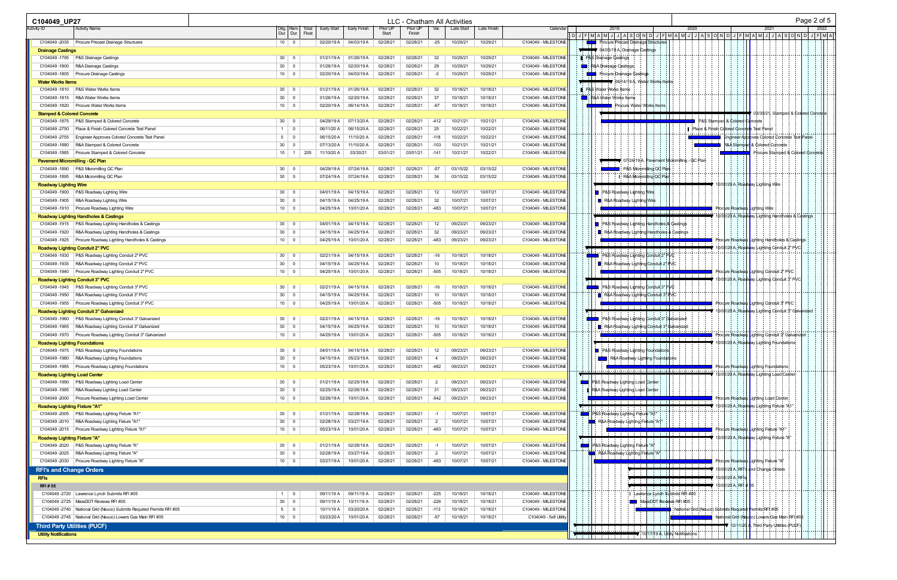# C104049_UP27

LLC - Chatham All Activities

| Activity ID | Activity Name | Orig. Dur | Rem. Dur | Total Float | Early Start | Early Finish | Prior UP Start | Prior UP Finish | Var. | Late Start | Late Finish | Calendar |
|---|---|---|---|---|---|---|---|---|---|---|---|---|
| C104049 -2035 | Procure Precast Drainage Structures | 10 | 0 | | 02/20/19 A | 04/03/19 A | 02/28/21 | 02/28/21 | -25 | 10/29/21 | 10/29/21 | C104049 - MILESTONE |
| **Drainage Castings** | | | | | | | | | | | | |
| C104049 -1795 | P&S Drainage Castings | 30 | 0 | | 01/21/19 A | 01/26/19 A | 02/28/21 | 02/28/21 | 32 | 10/29/21 | 10/29/21 | C104049 - MILESTONE |
| C104049 -1800 | R&A Drainage Castings | 30 | 0 | | 01/26/19 A | 02/20/19 A | 02/28/21 | 02/28/21 | 29 | 10/29/21 | 10/29/21 | C104049 - MILESTONE |
| C104049 -1805 | Procure Drainage Castings | 10 | 0 | | 02/20/19 A | 04/03/19 A | 02/28/21 | 02/28/21 | -3 | 10/29/21 | 10/29/21 | C104049 - MILESTONE |
| **Water Works Items** | | | | | | | | | | | | |
| C104049 -1810 | P&S Water Works Items | 30 | 0 | | 01/21/19 A | 01/26/19 A | 02/28/21 | 02/28/21 | 32 | 10/18/21 | 10/18/21 | C104049 - MILESTONE |
| C104049 -1815 | R&A Water Works Items | 30 | 0 | | 01/26/19 A | 02/20/19 A | 02/28/21 | 02/28/21 | 37 | 10/18/21 | 10/18/21 | C104049 - MILESTONE |
| C104049 -1820 | Procure Water Works Items | 10 | 0 | | 02/20/19 A | 06/14/19 A | 02/28/21 | 02/28/21 | -67 | 10/18/21 | 10/18/21 | C104049 - MILESTONE |
| **Stamped & Colored Concrete** | | | | | | | | | | | | |
| C104049 -1875 | P&S Stamped & Colored Concrete | 30 | 0 | | 04/29/19 A | 07/13/20 A | 02/28/21 | 02/28/21 | -412 | 10/21/21 | 10/21/21 | C104049 - MILESTONE |
| C104049 -2750 | Place & Finish Colored Concrete Test Panel | 1 | 0 | | 06/11/20 A | 06/15/20 A | 02/28/21 | 02/28/21 | 25 | 10/22/21 | 10/22/21 | C104049 - MILESTONE |
| C104049 -2755 | Engineer Approves Colored Concrete Test Panel | 5 | 0 | | 06/15/20 A | 11/10/20 A | 02/28/21 | 02/28/21 | -118 | 10/22/21 | 10/22/21 | C104049 - MILESTONE |
| C104049 -1880 | R&A Stamped & Colored Concrete | 30 | 0 | | 07/13/20 A | 11/10/20 A | 02/28/21 | 02/28/21 | -103 | 10/21/21 | 10/21/21 | C104049 - MILESTONE |
| C104049 -1885 | Procure Stamped & Colored Concrete | 10 | 1 | 205 | 11/10/20 A | 03/30/21 | 03/01/21 | 03/01/21 | -141 | 10/21/21 | 10/22/21 | C104049 - MILESTONE |
| **Pavement Micromilling - QC Plan** | | | | | | | | | | | | |
| C104049 -1890 | P&S Micromilling QC Plan | 30 | 0 | | 04/29/19 A | 07/24/19 A | 02/28/21 | 02/28/21 | -57 | 03/15/22 | 03/15/22 | C104049 - MILESTONE |
| C104049 -1895 | R&A Micromilling QC Plan | 30 | 0 | | 07/24/19 A | 07/24/19 A | 02/28/21 | 02/28/21 | 34 | 03/15/22 | 03/15/22 | C104049 - MILESTONE |
| **Roadway Lighting Wire** | | | | | | | | | | | | |
| C104049 -1900 | P&S Roadway Lighting Wire | 30 | 0 | | 04/01/19 A | 04/15/19 A | 02/28/21 | 02/28/21 | 12 | 10/07/21 | 10/07/21 | C104049 - MILESTONE |
| C104049 -1905 | R&A Roadway Lighting Wire | 30 | 0 | | 04/15/19 A | 04/25/19 A | 02/28/21 | 02/28/21 | 32 | 10/07/21 | 10/07/21 | C104049 - MILESTONE |
| C104049 -1910 | Procure Roadway Lighting Wire | 10 | 0 | | 04/25/19 A | 10/01/20 A | 02/28/21 | 02/28/21 | -483 | 10/07/21 | 10/07/21 | C104049 - MILESTONE |
| **Roadway Lighting Handholes & Castings** | | | | | | | | | | | | |
| C104049 -1915 | P&S Roadway Lighting Handholes & Castings | 30 | 0 | | 04/01/19 A | 04/15/19 A | 02/28/21 | 02/28/21 | 12 | 09/23/21 | 09/23/21 | C104049 - MILESTONE |
| C104049 -1920 | R&A Roadway Lighting Handholes & Castings | 30 | 0 | | 04/15/19 A | 04/25/19 A | 02/28/21 | 02/28/21 | 32 | 09/23/21 | 09/23/21 | C104049 - MILESTONE |
| C104049 -1925 | Procure Roadway Lighting Handholes & Castings | 10 | 0 | | 04/25/19 A | 10/01/20 A | 02/28/21 | 02/28/21 | -483 | 09/23/21 | 09/23/21 | C104049 - MILESTONE |
| **Roadway Lighting Conduit 2" PVC** | | | | | | | | | | | | |
| C104049 -1930 | P&S Roadway Lighting Conduit 2" PVC | 30 | 0 | | 02/21/19 A | 04/15/19 A | 02/28/21 | 02/28/21 | -16 | 10/18/21 | 10/18/21 | C104049 - MILESTONE |
| C104049 -1935 | R&A Roadway Lighting Conduit 2" PVC | 30 | 0 | | 04/15/19 A | 04/25/19 A | 02/28/21 | 02/28/21 | 10 | 10/18/21 | 10/18/21 | C104049 - MILESTONE |
| C104049 -1940 | Procure Roadway Lighting Conduit 2" PVC | 10 | 0 | | 04/25/19 A | 10/01/20 A | 02/28/21 | 02/28/21 | -505 | 10/18/21 | 10/18/21 | C104049 - MILESTONE |
| **Roadway Lighting Conduit 3" PVC** | | | | | | | | | | | | |
| C104049 -1945 | P&S Roadway Lighting Conduit 3" PVC | 30 | 0 | | 02/21/19 A | 04/15/19 A | 02/28/21 | 02/28/21 | -16 | 10/18/21 | 10/18/21 | C104049 - MILESTONE |
| C104049 -1950 | R&A Roadway Lighting Conduit 3" PVC | 30 | 0 | | 04/15/19 A | 04/25/19 A | 02/28/21 | 02/28/21 | 10 | 10/18/21 | 10/18/21 | C104049 - MILESTONE |
| C104049 -1955 | Procure Roadway Lighting Conduit 3" PVC | 10 | 0 | | 04/25/19 A | 10/01/20 A | 02/28/21 | 02/28/21 | -505 | 10/18/21 | 10/18/21 | C104049 - MILESTONE |
| **Roadway Lighting Conduit 3" Galvanized** | | | | | | | | | | | | |
| C104049 -1960 | P&S Roadway Lighting Conduit 3" Galvanized | 30 | 0 | | 02/21/19 A | 04/15/19 A | 02/28/21 | 02/28/21 | -16 | 10/18/21 | 10/18/21 | C104049 - MILESTONE |
| C104049 -1965 | R&A Roadway Lighting Conduit 3" Galvanized | 30 | 0 | | 04/15/19 A | 04/25/19 A | 02/28/21 | 02/28/21 | 10 | 10/18/21 | 10/18/21 | C104049 - MILESTONE |
| C104049 -1970 | Procure Roadway Lighting Conduit 3" Galvanized | 10 | 0 | | 04/25/19 A | 10/01/20 A | 02/28/21 | 02/28/21 | -505 | 10/18/21 | 10/18/21 | C104049 - MILESTONE |
| **Roadway Lighting Foundations** | | | | | | | | | | | | |
| C104049 -1975 | P&S Roadway Lighting Foundations | 30 | 0 | | 04/01/19 A | 04/15/19 A | 02/28/21 | 02/28/21 | 12 | 09/23/21 | 09/23/21 | C104049 - MILESTONE |
| C104049 -1980 | R&A Roadway Lighting Foundations | 30 | 0 | | 04/15/19 A | 05/23/19 A | 02/28/21 | 02/28/21 | 4 | 09/23/21 | 09/23/21 | C104049 - MILESTONE |
| C104049 -1985 | Procure Roadway Lighting Foundations | 10 | 0 | | 05/23/19 A | 10/01/20 A | 02/28/21 | 02/28/21 | -482 | 09/23/21 | 09/23/21 | C104049 - MILESTONE |
| **Roadway Lighting Load Center** | | | | | | | | | | | | |
| C104049 -1990 | P&S Roadway Lighting Load Center | 30 | 0 | | 01/21/19 A | 02/25/19 A | 02/28/21 | 02/28/21 | 2 | 09/23/21 | 09/23/21 | C104049 - MILESTONE |
| C104049 -1995 | R&A Roadway Lighting Load Center | 30 | 0 | | 02/25/19 A | 02/26/19 A | 02/28/21 | 02/28/21 | 31 | 09/23/21 | 09/23/21 | C104049 - MILESTONE |
| C104049 -2000 | Procure Roadway Lighting Load Center | 10 | 0 | | 02/26/19 A | 10/01/20 A | 02/28/21 | 02/28/21 | -542 | 09/23/21 | 09/23/21 | C104049 - MILESTONE |
| **Roadway Lighting Fixture "A1"** | | | | | | | | | | | | |
| C104049 -2005 | P&S Roadway Lighting Fixture "A1" | 30 | 0 | | 01/21/19 A | 02/28/19 A | 02/28/21 | 02/28/21 | -1 | 10/07/21 | 10/07/21 | C104049 - MILESTONE |
| C104049 -2010 | R&A Roadway Lighting Fixture "A1" | 30 | 0 | | 02/28/19 A | 03/27/19 A | 02/28/21 | 02/28/21 | 2 | 10/07/21 | 10/07/21 | C104049 - MILESTONE |
| C104049 -2015 | Procure Roadway Lighting Fixture "A1" | 10 | 0 | | 05/23/19 A | 10/01/20 A | 02/28/21 | 02/28/21 | -483 | 10/07/21 | 10/07/21 | C104049 - MILESTONE |
| **Roadway Lighting Fixture "A"** | | | | | | | | | | | | |
| C104049 -2020 | P&S Roadway Lighting Fixture "A" | 30 | 0 | | 01/21/19 A | 02/28/19 A | 02/28/21 | 02/28/21 | -1 | 10/07/21 | 10/07/21 | C104049 - MILESTONE |
| C104049 -2025 | R&A Roadway Lighting Fixture "A" | 30 | 0 | | 02/28/19 A | 03/27/19 A | 02/28/21 | 02/28/21 | 2 | 10/07/21 | 10/07/21 | C104049 - MILESTONE |
| C104049 -2030 | Procure Roadway Lighting Fixture "A" | 10 | 0 | | 03/27/19 A | 10/01/20 A | 02/28/21 | 02/28/21 | -483 | 10/07/21 | 10/07/21 | C104049 - MILESTONE |
| **RFI's and Change Orders** | | | | | | | | | | | | |
| **RFIs** | | | | | | | | | | | | |
| **RFI # 05** | | | | | | | | | | | | |
| C104049 -2720 | Lawrence Lynch Submits RFI #05 | 1 | 0 | | 09/11/19 A | 09/11/19 A | 02/28/21 | 02/28/21 | -225 | 10/18/21 | 10/18/21 | C104049 - MILESTONE |
| C104049 -2725 | MassDOT Reviews RFI #05 | 30 | 0 | | 09/11/19 A | 10/11/19 A | 02/28/21 | 02/28/21 | -226 | 10/18/21 | 10/18/21 | C104049 - MILESTONE |
| C104049 -2740 | National Grid (Neuco) Submits Required Permits RFI #05 | 5 | 0 | | 10/11/19 A | 03/20/20 A | 02/28/21 | 02/28/21 | -113 | 10/18/21 | 10/18/21 | C104049 - MILESTONE |
| C104049 -2745 | National Grid (Neuco) Lowers Gas Main RFI #05 | 10 | 0 | | 03/23/20 A | 10/01/20 A | 02/28/21 | 02/28/21 | -57 | 10/18/21 | 10/18/21 | C104049 - 5x8 Utility |
| **Third Party Utilities (PUCF)** | | | | | | | | | | | | |
| **Utility Notifications** | | | | | | | | | | | | |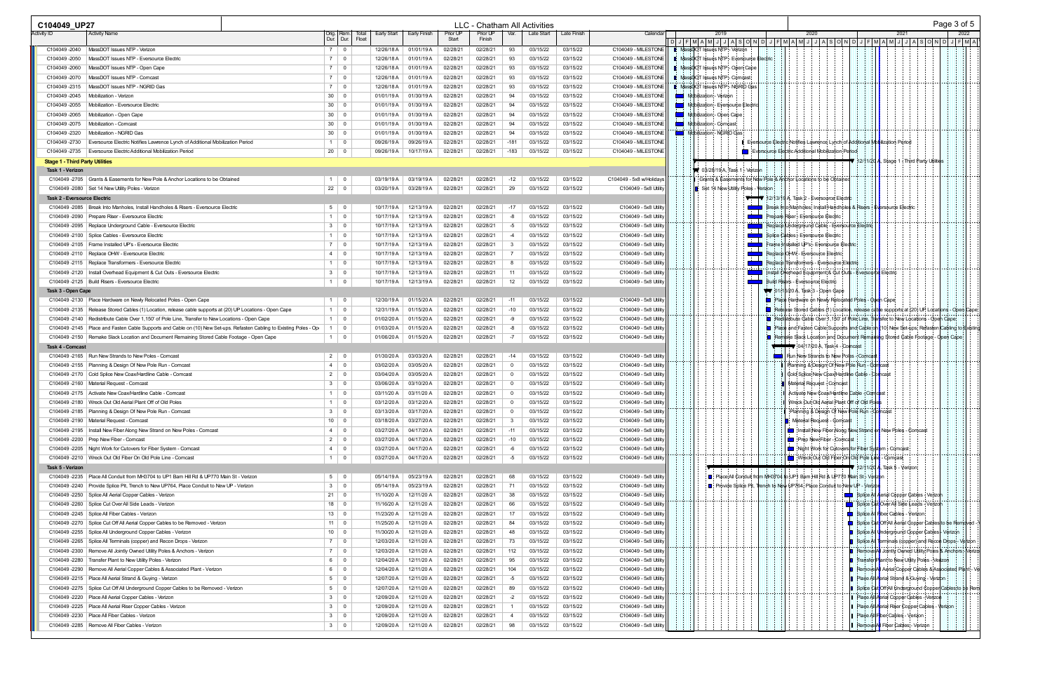# C104049_UP27

## LLC - Chatham All Activities

| Activity ID | Activity Name | Orig. Dur. | Rem. Dur. | Total Float | Early Start | Early Finish | Prior UP Start | Prior UP Finish | Var. | Late Start | Late Finish | Calendar |
|---|---|---|---|---|---|---|---|---|---|---|---|---|
| C104049 -2040 | MassDOT Issues NTP - Verizon | 7 | 0 | | 12/26/18 A | 01/01/19 A | 02/28/21 | 02/28/21 | 93 | 03/15/22 | 03/15/22 | C104049 - MILESTONE |
| C104049 -2050 | MassDOT Issues NTP - Eversource Electric | 7 | 0 | | 12/26/18 A | 01/01/19 A | 02/28/21 | 02/28/21 | 93 | 03/15/22 | 03/15/22 | C104049 - MILESTONE |
| C104049 -2060 | MassDOT Issues NTP - Open Cape | 7 | 0 | | 12/26/18 A | 01/01/19 A | 02/28/21 | 02/28/21 | 93 | 03/15/22 | 03/15/22 | C104049 - MILESTONE |
| C104049 -2070 | MassDOT Issues NTP - Comcast | 7 | 0 | | 12/26/18 A | 01/01/19 A | 02/28/21 | 02/28/21 | 93 | 03/15/22 | 03/15/22 | C104049 - MILESTONE |
| C104049 -2315 | MassDOT Issues NTP - NGRID Gas | 7 | 0 | | 12/26/18 A | 01/01/19 A | 02/28/21 | 02/28/21 | 93 | 03/15/22 | 03/15/22 | C104049 - MILESTONE |
| C104049 -2045 | Mobilization - Verizon | 30 | 0 | | 01/01/19 A | 01/30/19 A | 02/28/21 | 02/28/21 | 94 | 03/15/22 | 03/15/22 | C104049 - MILESTONE |
| C104049 -2055 | Mobilization - Eversource Electric | 30 | 0 | | 01/01/19 A | 01/30/19 A | 02/28/21 | 02/28/21 | 94 | 03/15/22 | 03/15/22 | C104049 - MILESTONE |
| C104049 -2065 | Mobilization - Open Cape | 30 | 0 | | 01/01/19 A | 01/30/19 A | 02/28/21 | 02/28/21 | 94 | 03/15/22 | 03/15/22 | C104049 - MILESTONE |
| C104049 -2075 | Mobilization - Comcast | 30 | 0 | | 01/01/19 A | 01/30/19 A | 02/28/21 | 02/28/21 | 94 | 03/15/22 | 03/15/22 | C104049 - MILESTONE |
| C104049 -2320 | Mobilization - NGRID Gas | 30 | 0 | | 01/01/19 A | 01/30/19 A | 02/28/21 | 02/28/21 | 94 | 03/15/22 | 03/15/22 | C104049 - MILESTONE |
| C104049 -2730 | Eversource Electric Notifies Lawrence Lynch of Additional Mobilization Period | 1 | 0 | | 09/26/19 A | 09/26/19 A | 02/28/21 | 02/28/21 | -181 | 03/15/22 | 03/15/22 | C104049 - MILESTONE |
| C104049 -2735 | Eversource Electric Additional Mobilization Period | 20 | 0 | | 09/26/19 A | 10/17/19 A | 02/28/21 | 02/28/21 | -183 | 03/15/22 | 03/15/22 | C104049 - MILESTONE |
| **Stage 1 - Third Party Utilities** | | | | | | | | | | | | |
| **Task 1 - Verizon** | | | | | | | | | | | | |
| C104049 -2705 | Grants & Easements for New Pole & Anchor Locations to be Obtained | 1 | 0 | | 03/19/19 A | 03/19/19 A | 02/28/21 | 02/28/21 | -12 | 03/15/22 | 03/15/22 | C104049 - 5x8 w/Holidays |
| C104049 -2080 | Set 14 New Utility Poles - Verizon | 22 | 0 | | 03/20/19 A | 03/28/19 A | 02/28/21 | 02/28/21 | 29 | 03/15/22 | 03/15/22 | C104049 - 5x8 Utility |
| **Task 2 - Eversource Electric** | | | | | | | | | | | | |
| C104049 -2085 | Break Into Manholes, Install Handholes & Risers - Eversource Electric | 5 | 0 | | 10/17/19 A | 12/13/19 A | 02/28/21 | 02/28/21 | -17 | 03/15/22 | 03/15/22 | C104049 - 5x8 Utility |
| C104049 -2090 | Prepare Riser - Eversource Electric | 1 | 0 | | 10/17/19 A | 12/13/19 A | 02/28/21 | 02/28/21 | -8 | 03/15/22 | 03/15/22 | C104049 - 5x8 Utility |
| C104049 -2095 | Replace Underground Cable - Eversource Electric | 3 | 0 | | 10/17/19 A | 12/13/19 A | 02/28/21 | 02/28/21 | -5 | 03/15/22 | 03/15/22 | C104049 - 5x8 Utility |
| C104049 -2100 | Splice Cables - Eversource Electric | 1 | 0 | | 10/17/19 A | 12/13/19 A | 02/28/21 | 02/28/21 | -4 | 03/15/22 | 03/15/22 | C104049 - 5x8 Utility |
| C104049 -2105 | Frame Installed UP's - Eversource Electric | 7 | 0 | | 10/17/19 A | 12/13/19 A | 02/28/21 | 02/28/21 | 3 | 03/15/22 | 03/15/22 | C104049 - 5x8 Utility |
| C104049 -2110 | Replace OHW - Eversource Electric | 4 | 0 | | 10/17/19 A | 12/13/19 A | 02/28/21 | 02/28/21 | 7 | 03/15/22 | 03/15/22 | C104049 - 5x8 Utility |
| C104049 -2115 | Replace Transformers - Eversource Electric | 1 | 0 | | 10/17/19 A | 12/13/19 A | 02/28/21 | 02/28/21 | 8 | 03/15/22 | 03/15/22 | C104049 - 5x8 Utility |
| C104049 -2120 | Install Overhead Equipment & Cut Outs - Eversource Electric | 3 | 0 | | 10/17/19 A | 12/13/19 A | 02/28/21 | 02/28/21 | 11 | 03/15/22 | 03/15/22 | C104049 - 5x8 Utility |
| C104049 -2125 | Build Risers - Eversource Electric | 1 | 0 | | 10/17/19 A | 12/13/19 A | 02/28/21 | 02/28/21 | 12 | 03/15/22 | 03/15/22 | C104049 - 5x8 Utility |
| **Task 3 - Open Cape** | | | | | | | | | | | | |
| C104049 -2130 | Place Hardware on Newly Relocated Poles - Open Cape | 1 | 0 | | 12/30/19 A | 01/15/20 A | 02/28/21 | 02/28/21 | -11 | 03/15/22 | 03/15/22 | C104049 - 5x8 Utility |
| C104049 -2135 | Release Stored Cables (1) Location, release cable supports at (20) UP Locations - Open Cape | 1 | 0 | | 12/31/19 A | 01/15/20 A | 02/28/21 | 02/28/21 | -10 | 03/15/22 | 03/15/22 | C104049 - 5x8 Utility |
| C104049 -2140 | Redistribute Cable Over 1,150' of Pole Line, Transfer to New Locations - Open Cape | 1 | 0 | | 01/02/20 A | 01/15/20 A | 02/28/21 | 02/28/21 | -9 | 03/15/22 | 03/15/22 | C104049 - 5x8 Utility |
| C104049 -2145 | Place and Fasten Cable Supports and Cable on (10) New Set-ups. Refasten Cabling to Existing Poles - Op | 1 | 0 | | 01/03/20 A | 01/15/20 A | 02/28/21 | 02/28/21 | -8 | 03/15/22 | 03/15/22 | C104049 - 5x8 Utility |
| C104049 -2150 | Remake Slack Location and Document Remaining Stored Cable Footage - Open Cape | 1 | 0 | | 01/06/20 A | 01/15/20 A | 02/28/21 | 02/28/21 | -7 | 03/15/22 | 03/15/22 | C104049 - 5x8 Utility |
| **Task 4 - Comcast** | | | | | | | | | | | | |
| C104049 -2165 | Run New Strands to New Poles - Comcast | 2 | 0 | | 01/30/20 A | 03/03/20 A | 02/28/21 | 02/28/21 | -14 | 03/15/22 | 03/15/22 | C104049 - 5x8 Utility |
| C104049 -2155 | Planning & Design Of New Pole Run - Comcast | 4 | 0 | | 03/02/20 A | 03/05/20 A | 02/28/21 | 02/28/21 | 0 | 03/15/22 | 03/15/22 | C104049 - 5x8 Utility |
| C104049 -2170 | Cold Splice New Coax/Hardline Cable - Comcast | 2 | 0 | | 03/04/20 A | 03/05/20 A | 02/28/21 | 02/28/21 | 0 | 03/15/22 | 03/15/22 | C104049 - 5x8 Utility |
| C104049 -2160 | Material Request - Comcast | 3 | 0 | | 03/06/20 A | 03/10/20 A | 02/28/21 | 02/28/21 | 0 | 03/15/22 | 03/15/22 | C104049 - 5x8 Utility |
| C104049 -2175 | Activate New Coax/Hardline Cable - Comcast | 1 | 0 | | 03/11/20 A | 03/11/20 A | 02/28/21 | 02/28/21 | 0 | 03/15/22 | 03/15/22 | C104049 - 5x8 Utility |
| C104049 -2180 | Wreck Out Old Aerial Plant Off of Old Poles | 1 | 0 | | 03/12/20 A | 03/12/20 A | 02/28/21 | 02/28/21 | 0 | 03/15/22 | 03/15/22 | C104049 - 5x8 Utility |
| C104049 -2185 | Planning & Design Of New Pole Run - Comcast | 3 | 0 | | 03/13/20 A | 03/17/20 A | 02/28/21 | 02/28/21 | 0 | 03/15/22 | 03/15/22 | C104049 - 5x8 Utility |
| C104049 -2190 | Material Request - Comcast | 10 | 0 | | 03/18/20 A | 03/27/20 A | 02/28/21 | 02/28/21 | 3 | 03/15/22 | 03/15/22 | C104049 - 5x8 Utility |
| C104049 -2195 | Install New Fiber Along New Strand on New Poles - Comcast | 4 | 0 | | 03/27/20 A | 04/17/20 A | 02/28/21 | 02/28/21 | -11 | 03/15/22 | 03/15/22 | C104049 - 5x8 Utility |
| C104049 -2200 | Prep New Fiber - Comcast | 2 | 0 | | 03/27/20 A | 04/17/20 A | 02/28/21 | 02/28/21 | -10 | 03/15/22 | 03/15/22 | C104049 - 5x8 Utility |
| C104049 -2205 | Night Work for Cutovers for Fiber System - Comcast | 4 | 0 | | 03/27/20 A | 04/17/20 A | 02/28/21 | 02/28/21 | -6 | 03/15/22 | 03/15/22 | C104049 - 5x8 Utility |
| C104049 -2210 | Wreck Out Old Fiber On Old Pole Line - Comcast | 1 | 0 | | 03/27/20 A | 04/17/20 A | 02/28/21 | 02/28/21 | -5 | 03/15/22 | 03/15/22 | C104049 - 5x8 Utility |
| **Task 5 - Verizon** | | | | | | | | | | | | |
| C104049 -2235 | Place All Conduit from MH3704 to UP1 Barn Hill Rd & UP770 Main St - Verizon | 5 | 0 | | 05/14/19 A | 05/23/19 A | 02/28/21 | 02/28/21 | 68 | 03/15/22 | 03/15/22 | C104049 - 5x8 Utility |
| C104049 -2240 | Provide Splice Pit, Trench to New UP764, Place Conduit to New UP - Verizon | 3 | 0 | | 05/14/19 A | 05/23/19 A | 02/28/21 | 02/28/21 | 71 | 03/15/22 | 03/15/22 | C104049 - 5x8 Utility |
| C104049 -2250 | Splice All Aerial Copper Cables - Verizon | 21 | 0 | | 11/10/20 A | 12/11/20 A | 02/28/21 | 02/28/21 | 38 | 03/15/22 | 03/15/22 | C104049 - 5x8 Utility |
| C104049 -2260 | Splice Cut Over All Side Leads - Verizon | 18 | 0 | | 11/16/20 A | 12/11/20 A | 02/28/21 | 02/28/21 | 66 | 03/15/22 | 03/15/22 | C104049 - 5x8 Utility |
| C104049 -2245 | Splice All Fiber Cables - Verizon | 13 | 0 | | 11/23/20 A | 12/11/20 A | 02/28/21 | 02/28/21 | 17 | 03/15/22 | 03/15/22 | C104049 - 5x8 Utility |
| C104049 -2270 | Splice Cut Off All Aerial Copper Cables to be Removed - Verizon | 11 | 0 | | 11/25/20 A | 12/11/20 A | 02/28/21 | 02/28/21 | 84 | 03/15/22 | 03/15/22 | C104049 - 5x8 Utility |
| C104049 -2255 | Splice All Underground Copper Cables - Verizon | 10 | 0 | | 11/30/20 A | 12/11/20 A | 02/28/21 | 02/28/21 | 48 | 03/15/22 | 03/15/22 | C104049 - 5x8 Utility |
| C104049 -2265 | Splice All Terminals (copper) and Recon Drops - Verizon | 7 | 0 | | 12/03/20 A | 12/11/20 A | 02/28/21 | 02/28/21 | 73 | 03/15/22 | 03/15/22 | C104049 - 5x8 Utility |
| C104049 -2300 | Remove All Jointly Owned Utility Poles & Anchors - Verizon | 7 | 0 | | 12/03/20 A | 12/11/20 A | 02/28/21 | 02/28/21 | 112 | 03/15/22 | 03/15/22 | C104049 - 5x8 Utility |
| C104049 -2280 | Transfer Plant to New Utility Poles - Verizon | 6 | 0 | | 12/04/20 A | 12/11/20 A | 02/28/21 | 02/28/21 | 95 | 03/15/22 | 03/15/22 | C104049 - 5x8 Utility |
| C104049 -2290 | Remove All Aerial Copper Cables & Associated Plant - Verizon | 6 | 0 | | 12/04/20 A | 12/11/20 A | 02/28/21 | 02/28/21 | 104 | 03/15/22 | 03/15/22 | C104049 - 5x8 Utility |
| C104049 -2215 | Place All Aerial Strand & Guying - Verizon | 5 | 0 | | 12/07/20 A | 12/11/20 A | 02/28/21 | 02/28/21 | -5 | 03/15/22 | 03/15/22 | C104049 - 5x8 Utility |
| C104049 -2275 | Splice Cut Off All Underground Copper Cables to be Removed - Verizon | 5 | 0 | | 12/07/20 A | 12/11/20 A | 02/28/21 | 02/28/21 | 89 | 03/15/22 | 03/15/22 | C104049 - 5x8 Utility |
| C104049 -2220 | Place All Aerial Copper Cables - Verizon | 3 | 0 | | 12/09/20 A | 12/11/20 A | 02/28/21 | 02/28/21 | -2 | 03/15/22 | 03/15/22 | C104049 - 5x8 Utility |
| C104049 -2225 | Place All Aerial Riser Copper Cables - Verizon | 3 | 0 | | 12/09/20 A | 12/11/20 A | 02/28/21 | 02/28/21 | 1 | 03/15/22 | 03/15/22 | C104049 - 5x8 Utility |
| C104049 -2230 | Place All Fiber Cables - Verizon | 3 | 0 | | 12/09/20 A | 12/11/20 A | 02/28/21 | 02/28/21 | 4 | 03/15/22 | 03/15/22 | C104049 - 5x8 Utility |
| C104049 -2285 | Remove All Fiber Cables - Verizon | 3 | 0 | | 12/09/20 A | 12/11/20 A | 02/28/21 | 02/28/21 | 98 | 03/15/22 | 03/15/22 | C104049 - 5x8 Utility |

Gantt chart milestones shown: 12/11/20 A, Stage 1 - Third Party Utilities; 03/28/19 A, Task 1 - Verizon; 12/13/19 A, Task 2 - Eversource Electric; 01/15/20 A, Task 3 - Open Cape; 04/17/20 A, Task 4 - Comcast; 12/11/20 A, Task 5 - Verizon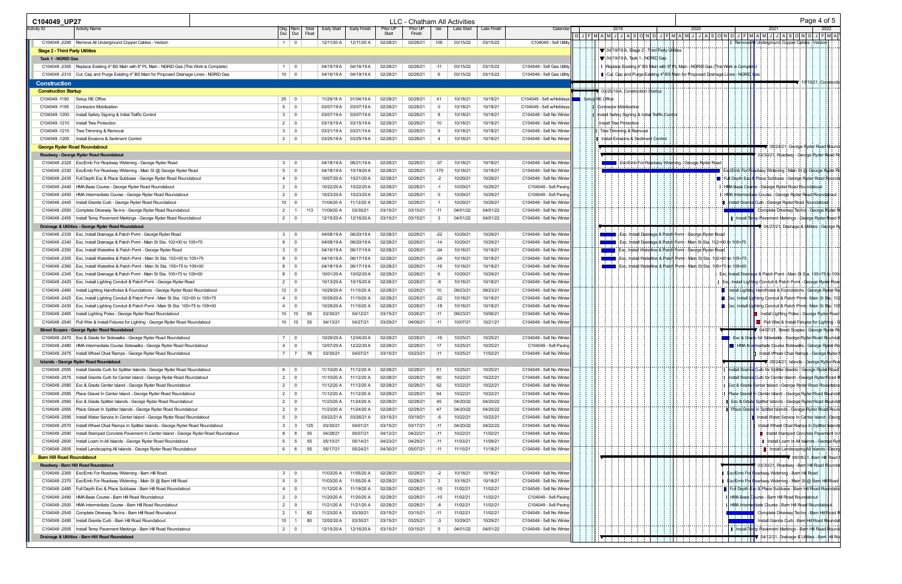# C104049_UP27

LLC - Chatham All Activities

| Activity ID | Activity Name | Orig. Dur | Rem. Dur | Total Float | Early Start | Early Finish | Prior UP Start | Prior UP Finish | Var. | Late Start | Late Finish | Calendar |
|---|---|---|---|---|---|---|---|---|---|---|---|---|
| C104049 -2295 | Remove All Underground Copper Cables - Verizon | 1 | 0 | | 12/11/20 A | 12/11/20 A | 02/28/21 | 02/28/21 | 105 | 03/15/22 | 03/15/22 | C104049 - 5x8 Utility |
| **Stage 2 - Third Party Utilities** | | | | | | | | | | | | |
| **Task 1 - NGRID Gas** | | | | | | | | | | | | |
| C104049 -2305 | Replace Existing 4" BS Main with 8" PL Main - NGRID Gas (This Work is Complete) | 1 | 0 | | 04/15/19 A | 04/16/19 A | 02/28/21 | 02/28/21 | -11 | 03/15/22 | 03/15/22 | C104049 - 5x8 Gas Utility |
| C104049 -2310 | Cut, Cap and Purge Existing 4" BS Main for Proposed Drainage Lines - NGRID Gas | 10 | 0 | | 04/16/19 A | 04/19/19 A | 02/28/21 | 02/28/21 | 6 | 03/15/22 | 03/15/22 | C104049 - 5x8 Gas Utility |
| **Construction** | | | | | | | | | | | | |
| **Construction Startup** | | | | | | | | | | | | |
| C104049 -1190 | Setup RE Office | 25 | 0 | | 11/29/18 A | 01/04/19 A | 02/28/21 | 02/28/21 | 41 | 10/18/21 | 10/18/21 | C104049 - 5x8 w/Holidays |
| C104049 -1195 | Contractor Mobilization | 5 | 0 | | 03/07/19 A | 03/07/19 A | 02/28/21 | 02/28/21 | 0 | 10/18/21 | 10/18/21 | C104049 - 5x8 w/Holidays |
| C104049 -1200 | Install Safety Signing & Initial Traffic Control | 3 | 0 | | 03/07/19 A | 03/07/19 A | 02/28/21 | 02/28/21 | 8 | 10/18/21 | 10/18/21 | C104049 - 5x8 No Winter |
| C104049 -1210 | Install Tree Protection | 2 | 0 | | 03/15/19 A | 03/15/19 A | 02/28/21 | 02/28/21 | 10 | 10/18/21 | 10/18/21 | C104049 - 5x8 No Winter |
| C104049 -1215 | Tree Trimming & Removal | 3 | 0 | | 03/21/19 A | 03/21/19 A | 02/28/21 | 02/28/21 | 9 | 10/18/21 | 10/18/21 | C104049 - 5x8 No Winter |
| C104049 -1205 | Install Erosions & Sediment Control | 2 | 0 | | 03/25/19 A | 03/25/19 A | 02/28/21 | 02/28/21 | 4 | 10/18/21 | 10/18/21 | C104049 - 5x8 No Winter |
| **George Ryder Road Roundabout** | | | | | | | | | | | | |
| **Roadway - George Ryder Road Roundabout** | | | | | | | | | | | | |
| C104049 -2325 | Exc/Emb For Roadway Widening - George Ryder Road | 3 | 0 | | 04/18/19 A | 06/21/19 A | 02/28/21 | 02/28/21 | -37 | 10/18/21 | 10/18/21 | C104049 - 5x8 No Winter |
| C104049 -2330 | Exc/Emb For Roadway Widening - Main St @ George Ryder Road | 5 | 0 | | 04/18/19 A | 10/19/20 A | 02/28/21 | 02/28/21 | -170 | 10/18/21 | 10/18/21 | C104049 - 5x8 No Winter |
| C104049 -2435 | Full Depth Exc & Place Subbase - George Ryder Road Roundabout | 4 | 0 | | 10/07/20 A | 10/21/20 A | 02/28/21 | 02/28/21 | -2 | 10/29/21 | 10/29/21 | C104049 - 5x8 No Winter |
| C104049 -2440 | HMA Base Course - George Ryder Road Roundabout | 2 | 0 | | 10/22/20 A | 10/22/20 A | 02/28/21 | 02/28/21 | -1 | 10/29/21 | 10/29/21 | C104049 - 5x8 Paving |
| C104049 -2450 | HMA Intermediate Course - George Ryder Road Roundabout | 2 | 0 | | 10/23/20 A | 10/23/20 A | 02/28/21 | 02/28/21 | 0 | 10/29/21 | 10/29/21 | C104049 - 5x8 Paving |
| C104049 -2445 | Install Granite Curb - George Ryder Road Roundabout | 10 | 0 | | 11/04/20 A | 11/12/20 A | 02/28/21 | 02/28/21 | 1 | 10/29/21 | 10/29/21 | C104049 - 5x8 No Winter |
| C104049 -2550 | Complete Driveway Tie-Ins - George Ryder Road Roundabout | 2 | 1 | 113 | 11/09/20 A | 03/30/21 | 03/15/21 | 03/15/21 | -11 | 04/01/22 | 04/01/22 | C104049 - 5x8 No Winter |
| C104049 -2455 | Install Temp Pavement Markings - George Ryder Road Roundabout | 2 | 0 | | 12/15/20 A | 12/16/20 A | 03/15/21 | 03/15/21 | 3 | 04/01/22 | 04/01/22 | C104049 - 5x8 No Winter |
| **Drainage & Utilities - George Ryder Road Roundabout** | | | | | | | | | | | | |
| C104049 -2335 | Exc, Install Drainage & Patch Pvmt - George Ryder Road | 3 | 0 | | 04/08/19 A | 06/20/19 A | 02/28/21 | 02/28/21 | -22 | 10/29/21 | 10/29/21 | C104049 - 5x8 No Winter |
| C104049 -2340 | Exc, Install Drainage & Patch Pvmt - Main St Sta. 102+00 to 105+75 | 8 | 0 | | 04/08/19 A | 06/20/19 A | 02/28/21 | 02/28/21 | -14 | 10/29/21 | 10/29/21 | C104049 - 5x8 No Winter |
| C104049 -2350 | Exc, Install Waterline & Patch Pvmt - George Ryder Road | 3 | 0 | | 04/16/19 A | 06/17/19 A | 02/28/21 | 02/28/21 | -34 | 10/18/21 | 10/18/21 | C104049 - 5x8 No Winter |
| C104049 -2355 | Exc, Install Waterline & Patch Pvmt - Main St Sta. 102+00 to 105+75 | 8 | 0 | | 04/16/19 A | 06/17/19 A | 02/28/21 | 02/28/21 | -24 | 10/18/21 | 10/18/21 | C104049 - 5x8 No Winter |
| C104049 -2360 | Exc, Install Waterline & Patch Pvmt - Main St Sta. 105+75 to 109+00 | 8 | 0 | | 04/18/19 A | 06/17/19 A | 02/28/21 | 02/28/21 | -16 | 10/18/21 | 10/18/21 | C104049 - 5x8 No Winter |
| C104049 -2345 | Exc, Install Drainage & Patch Pvmt - Main St Sta. 105+75 to 109+00 | 8 | 0 | | 10/01/20 A | 10/02/20 A | 02/28/21 | 02/28/21 | 6 | 10/29/21 | 10/29/21 | C104049 - 5x8 No Winter |
| C104049 -2420 | Exc, Install Lighting Conduit & Patch Pvmt - George Ryder Road | 2 | 0 | | 10/13/20 A | 10/15/20 A | 02/28/21 | 02/28/21 | -8 | 10/18/21 | 10/18/21 | C104049 - 5x8 No Winter |
| C104049 -2460 | Install Lighting Handholes & Foundations - George Ryder Road Roundabout | 12 | 0 | | 10/29/20 A | 11/10/20 A | 02/28/21 | 02/28/21 | 10 | 09/23/21 | 09/23/21 | C104049 - 5x8 No Winter |
| C104049 -2425 | Exc, Install Lighting Conduit & Patch Pvmt - Main St Sta. 102+00 to 105+75 | 4 | 0 | | 10/29/20 A | 11/10/20 A | 02/28/21 | 02/28/21 | -22 | 10/18/21 | 10/18/21 | C104049 - 5x8 No Winter |
| C104049 -2430 | Exc, Install Lighting Conduit & Patch Pvmt - Main St Sta. 105+75 to 109+00 | 4 | 0 | | 10/29/20 A | 11/10/20 A | 02/28/21 | 02/28/21 | -18 | 10/18/21 | 10/18/21 | C104049 - 5x8 No Winter |
| C104049 -2465 | Install Lighting Poles - George Ryder Road Roundabout | 10 | 10 | 55 | 03/30/21 | 04/12/21 | 03/15/21 | 03/26/21 | -11 | 09/23/21 | 10/06/21 | C104049 - 5x8 No Winter |
| C104049 -2540 | Pull Wire & Install Fixtures for Lighting - George Ryder Road Roundabout | 10 | 10 | 55 | 04/13/21 | 04/27/21 | 03/29/21 | 04/09/21 | -11 | 10/07/21 | 10/21/21 | C104049 - 5x8 No Winter |
| **Street Scapes - George Ryder Road Roundabout** | | | | | | | | | | | | |
| C104049 -2470 | Exc & Grade for Sidewalks - George Ryder Road Roundabout | 7 | 0 | | 10/29/20 A | 12/04/20 A | 02/28/21 | 02/28/21 | -16 | 10/25/21 | 10/25/21 | C104049 - 5x8 No Winter |
| C104049 -2480 | HMA Intermediate Course Sidewalks - George Ryder Road Roundabout | 4 | 0 | | 12/07/20 A | 12/22/20 A | 02/28/21 | 02/28/21 | 17 | 10/25/21 | 10/25/21 | C104049 - 5x8 Paving |
| C104049 -2475 | Install Wheel Chair Ramps - George Ryder Road Roundabout | 7 | 7 | 76 | 03/30/21 | 04/07/21 | 03/15/21 | 03/23/21 | -11 | 10/25/21 | 11/02/21 | C104049 - 5x8 No Winter |
| **Islands - George Ryder Road Roundabout** | | | | | | | | | | | | |
| C104049 -2555 | Install Granite Curb for Splitter Islands - George Ryder Road Roundabout | 6 | 0 | | 11/10/20 A | 11/12/20 A | 02/28/21 | 02/28/21 | 51 | 10/25/21 | 10/25/21 | C104049 - 5x8 No Winter |
| C104049 -2575 | Install Granite Curb for Center Island - George Ryder Road Roundabout | 2 | 0 | | 11/10/20 A | 11/12/20 A | 02/28/21 | 02/28/21 | 60 | 10/22/21 | 10/22/21 | C104049 - 5x8 No Winter |
| C104049 -2580 | Exc & Grade Center Island - George Ryder Road Roundabout | 2 | 0 | | 11/12/20 A | 11/12/20 A | 02/28/21 | 02/28/21 | 62 | 10/22/21 | 10/22/21 | C104049 - 5x8 No Winter |
| C104049 -2585 | Place Gravel In Center Island - George Ryder Road Roundabout | 2 | 0 | | 11/12/20 A | 11/12/20 A | 02/28/21 | 02/28/21 | 64 | 10/22/21 | 10/22/21 | C104049 - 5x8 No Winter |
| C104049 -2560 | Exc & Grade Splitter Islands - George Ryder Road Roundabout | 2 | 0 | | 11/23/20 A | 11/24/20 A | 02/28/21 | 02/28/21 | 45 | 04/20/22 | 04/20/22 | C104049 - 5x8 No Winter |
| C104049 -2565 | Place Gravel In Splitter Islands - George Ryder Road Roundabout | 2 | 0 | | 11/23/20 A | 11/24/20 A | 02/28/21 | 02/28/21 | 47 | 04/20/22 | 04/20/22 | C104049 - 5x8 No Winter |
| C104049 -2595 | Install Water Service In Center Island - George Ryder Road Roundabout | 5 | 0 | | 03/22/21 A | 03/26/21 A | 03/15/21 | 03/19/21 | -5 | 10/22/21 | 10/22/21 | C104049 - 5x8 No Winter |
| C104049 -2570 | Install Wheel Chair Ramps In Splitter Islands - George Ryder Road Roundabout | 3 | 3 | 125 | 03/30/21 | 04/01/21 | 03/15/21 | 03/17/21 | -11 | 04/20/22 | 04/22/22 | C104049 - 5x8 No Winter |
| C104049 -2590 | Install Stamped Concrete Pavement In Center Island - George Ryder Road Roundabout | 8 | 8 | 55 | 04/28/21 | 05/07/21 | 04/12/21 | 04/22/21 | -11 | 10/22/21 | 11/02/21 | C104049 - 5x8 No Winter |
| C104049 -2600 | Install Loam In All Islands - George Ryder Road Roundabout | 5 | 5 | 55 | 05/10/21 | 05/14/21 | 04/23/21 | 04/29/21 | -11 | 11/03/21 | 11/09/21 | C104049 - 5x8 No Winter |
| C104049 -2605 | Install Landscaping All Islands - George Ryder Road Roundabout | 6 | 6 | 55 | 05/17/21 | 05/24/21 | 04/30/21 | 05/07/21 | -11 | 11/10/21 | 11/18/21 | C104049 - 5x8 No Winter |
| **Barn Hill Road Roundabout** | | | | | | | | | | | | |
| **Roadway - Barn Hill Road Roundabout** | | | | | | | | | | | | |
| C104049 -2365 | Exc/Emb For Roadway Widening - Barn Hill Road | 3 | 0 | | 11/03/20 A | 11/05/20 A | 02/28/21 | 02/28/21 | -2 | 10/18/21 | 10/18/21 | C104049 - 5x8 No Winter |
| C104049 -2370 | Exc/Emb For Roadway Widening - Main St @ Barn Hill Road | 5 | 0 | | 11/03/20 A | 11/05/20 A | 02/28/21 | 02/28/21 | 3 | 10/18/21 | 10/18/21 | C104049 - 5x8 No Winter |
| C104049 -2485 | Full Depth Exc & Place Subbase - Barn Hill Road Roundabout | 4 | 0 | | 11/12/20 A | 11/19/20 A | 02/28/21 | 02/28/21 | -10 | 11/02/21 | 11/02/21 | C104049 - 5x8 No Winter |
| C104049 -2490 | HMA Base Course - Barn Hill Road Roundabout | 2 | 0 | | 11/20/20 A | 11/20/20 A | 02/28/21 | 02/28/21 | -10 | 11/02/21 | 11/02/21 | C104049 - 5x8 Paving |
| C104049 -2500 | HMA Intermediate Course - Barn Hill Road Roundabout | 2 | 0 | | 11/21/20 A | 11/21/20 A | 02/28/21 | 02/28/21 | -8 | 11/02/21 | 11/02/21 | C104049 - 5x8 Paving |
| C104049 -2545 | Complete Driveway Tie-Ins - Barn Hill Road Roundabout | 2 | 1 | 82 | 11/23/20 A | 03/30/21 | 03/15/21 | 03/15/21 | -11 | 11/02/21 | 11/02/21 | C104049 - 5x8 No Winter |
| C104049 -2495 | Install Granite Curb - Barn Hill Road Roundabout | 10 | 1 | 80 | 12/02/20 A | 03/30/21 | 03/15/21 | 03/25/21 | -3 | 10/29/21 | 10/29/21 | C104049 - 5x8 No Winter |
| C104049 -2505 | Install Temp Pavement Markings - Barn Hill Road Roundabout | 2 | 0 | | 12/15/20 A | 12/16/20 A | 03/15/21 | 03/15/21 | 5 | 04/01/22 | 04/01/22 | C104049 - 5x8 No Winter |
| **Drainage & Utilities - Barn Hill Road Roundabout** | | | | | | | | | | | | |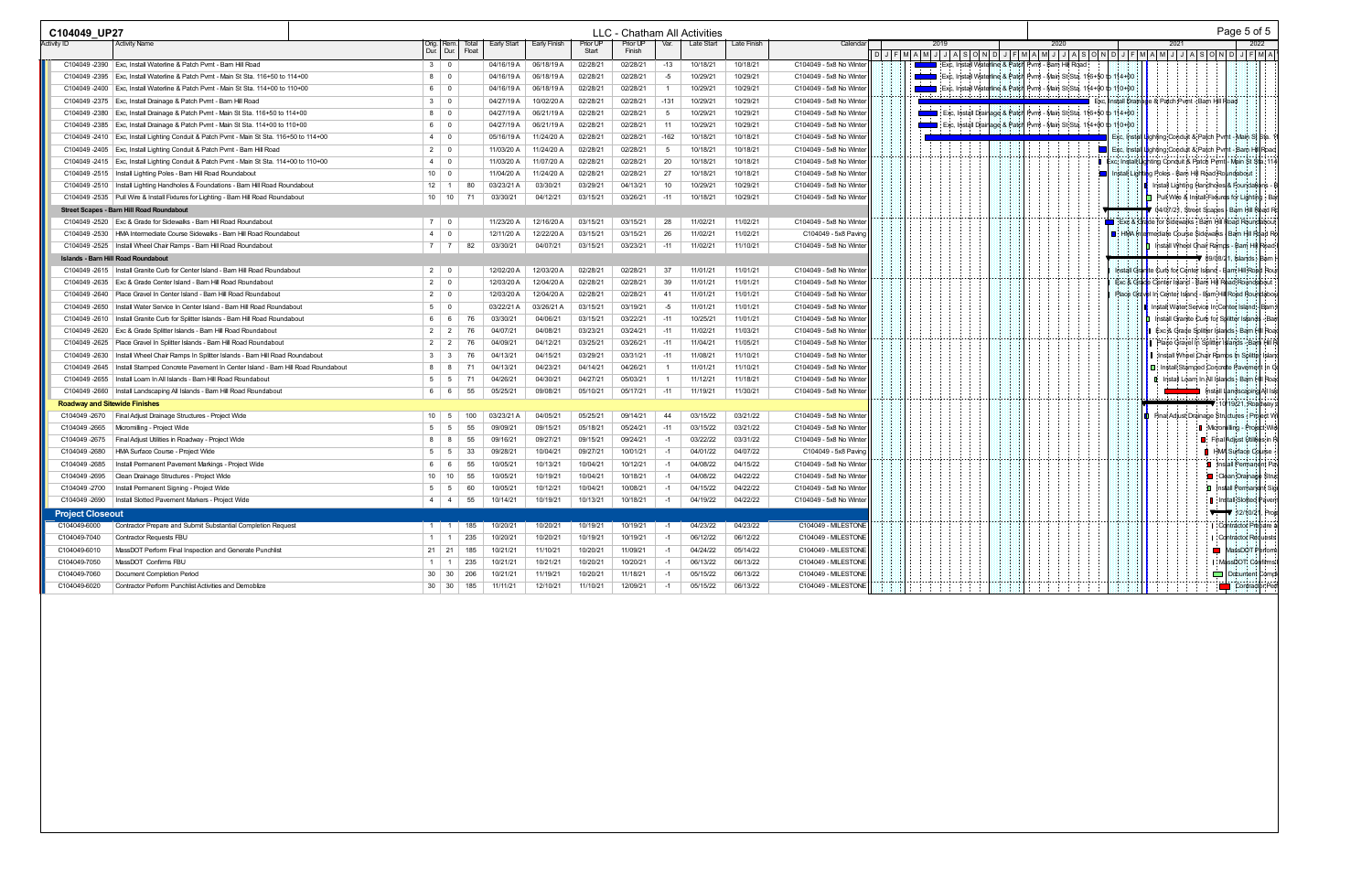# C104049_UP27

LLC - Chatham All Activities

| Activity ID | Activity Name | Orig. Dur | Rem. Dur | Total Float | Early Start | Early Finish | Prior UP Start | Prior UP Finish | Var. | Late Start | Late Finish | Calendar |
|---|---|---|---|---|---|---|---|---|---|---|---|---|
| C104049 -2390 | Exc, Install Waterline & Patch Pvmt - Barn Hill Road | 3 | 0 | | 04/16/19 A | 06/18/19 A | 02/28/21 | 02/28/21 | -13 | 10/18/21 | 10/18/21 | C104049 - 5x8 No Winter |
| C104049 -2395 | Exc, Install Waterline & Patch Pvmt - Main St Sta. 116+50 to 114+00 | 8 | 0 | | 04/16/19 A | 06/18/19 A | 02/28/21 | 02/28/21 | -5 | 10/29/21 | 10/29/21 | C104049 - 5x8 No Winter |
| C104049 -2400 | Exc, Install Waterline & Patch Pvmt - Main St Sta. 114+00 to 110+00 | 6 | 0 | | 04/16/19 A | 06/18/19 A | 02/28/21 | 02/28/21 | 1 | 10/29/21 | 10/29/21 | C104049 - 5x8 No Winter |
| C104049 -2375 | Exc, Install Drainage & Patch Pvmt - Barn Hill Road | 3 | 0 | | 04/27/19 A | 10/02/20 A | 02/28/21 | 02/28/21 | -131 | 10/29/21 | 10/29/21 | C104049 - 5x8 No Winter |
| C104049 -2380 | Exc, Install Drainage & Patch Pvmt - Main St Sta. 116+50 to 114+00 | 8 | 0 | | 04/27/19 A | 06/21/19 A | 02/28/21 | 02/28/21 | 5 | 10/29/21 | 10/29/21 | C104049 - 5x8 No Winter |
| C104049 -2385 | Exc, Install Drainage & Patch Pvmt - Main St Sta. 114+00 to 110+00 | 6 | 0 | | 04/27/19 A | 06/21/19 A | 02/28/21 | 02/28/21 | 11 | 10/29/21 | 10/29/21 | C104049 - 5x8 No Winter |
| C104049 -2410 | Exc, Install Lighting Conduit & Patch Pvmt - Main St Sta. 116+50 to 114+00 | 4 | 0 | | 05/16/19 A | 11/24/20 A | 02/28/21 | 02/28/21 | -162 | 10/18/21 | 10/18/21 | C104049 - 5x8 No Winter |
| C104049 -2405 | Exc, Install Lighting Conduit & Patch Pvmt - Barn Hill Road | 2 | 0 | | 11/03/20 A | 11/24/20 A | 02/28/21 | 02/28/21 | 5 | 10/18/21 | 10/18/21 | C104049 - 5x8 No Winter |
| C104049 -2415 | Exc, Install Lighting Conduit & Patch Pvmt - Main St Sta. 114+00 to 110+00 | 4 | 0 | | 11/03/20 A | 11/07/20 A | 02/28/21 | 02/28/21 | 20 | 10/18/21 | 10/18/21 | C104049 - 5x8 No Winter |
| C104049 -2515 | Install Lighting Poles - Barn Hill Road Roundabout | 10 | 0 | | 11/04/20 A | 11/24/20 A | 02/28/21 | 02/28/21 | 27 | 10/18/21 | 10/18/21 | C104049 - 5x8 No Winter |
| C104049 -2510 | Install Lighting Handholes & Foundations - Barn Hill Road Roundabout | 12 | 1 | 80 | 03/23/21 A | 03/30/21 | 03/29/21 | 04/13/21 | 10 | 10/29/21 | 10/29/21 | C104049 - 5x8 No Winter |
| C104049 -2535 | Pull Wire & Install Fixtures for Lighting - Barn Hill Road Roundabout | 10 | 10 | 71 | 03/30/21 | 04/12/21 | 03/15/21 | 03/26/21 | -11 | 10/18/21 | 10/29/21 | C104049 - 5x8 No Winter |
| **Street Scapes - Barn Hill Road Roundabout** | | | | | | | | | | | | |
| C104049 -2520 | Exc & Grade for Sidewalks - Barn Hill Road Roundabout | 7 | 0 | | 11/23/20 A | 12/16/20 A | 03/15/21 | 03/15/21 | 28 | 11/02/21 | 11/02/21 | C104049 - 5x8 No Winter |
| C104049 -2530 | HMA Intermediate Course Sidewalks - Barn Hill Road Roundabout | 4 | 0 | | 12/11/20 A | 12/22/20 A | 03/15/21 | 03/15/21 | 26 | 11/02/21 | 11/02/21 | C104049 - 5x8 Paving |
| C104049 -2525 | Install Wheel Chair Ramps - Barn Hill Road Roundabout | 7 | 7 | 82 | 03/30/21 | 04/07/21 | 03/15/21 | 03/23/21 | -11 | 11/02/21 | 11/10/21 | C104049 - 5x8 No Winter |
| **Islands - Barn Hill Road Roundabout** | | | | | | | | | | | | |
| C104049 -2615 | Install Granite Curb for Center Island - Barn Hill Road Roundabout | 2 | 0 | | 12/02/20 A | 12/03/20 A | 02/28/21 | 02/28/21 | 37 | 11/01/21 | 11/01/21 | C104049 - 5x8 No Winter |
| C104049 -2635 | Exc & Grade Center Island - Barn Hill Road Roundabout | 2 | 0 | | 12/03/20 A | 12/04/20 A | 02/28/21 | 02/28/21 | 39 | 11/01/21 | 11/01/21 | C104049 - 5x8 No Winter |
| C104049 -2640 | Place Gravel In Center Island - Barn Hill Road Roundabout | 2 | 0 | | 12/03/20 A | 12/04/20 A | 02/28/21 | 02/28/21 | 41 | 11/01/21 | 11/01/21 | C104049 - 5x8 No Winter |
| C104049 -2650 | Install Water Service In Center Island - Barn Hill Road Roundabout | 5 | 0 | | 03/22/21 A | 03/26/21 A | 03/15/21 | 03/19/21 | -5 | 11/01/21 | 11/01/21 | C104049 - 5x8 No Winter |
| C104049 -2610 | Install Granite Curb for Splitter Islands - Barn Hill Road Roundabout | 6 | 6 | 76 | 03/30/21 | 04/06/21 | 03/15/21 | 03/22/21 | -11 | 10/25/21 | 11/01/21 | C104049 - 5x8 No Winter |
| C104049 -2620 | Exc & Grade Splitter Islands - Barn Hill Road Roundabout | 2 | 2 | 76 | 04/07/21 | 04/08/21 | 03/23/21 | 03/24/21 | -11 | 11/02/21 | 11/03/21 | C104049 - 5x8 No Winter |
| C104049 -2625 | Place Gravel In Splitter Islands - Barn Hill Road Roundabout | 2 | 2 | 76 | 04/09/21 | 04/12/21 | 03/25/21 | 03/26/21 | -11 | 11/04/21 | 11/05/21 | C104049 - 5x8 No Winter |
| C104049 -2630 | Install Wheel Chair Ramps In Splitter Islands - Barn Hill Road Roundabout | 3 | 3 | 76 | 04/13/21 | 04/15/21 | 03/29/21 | 03/31/21 | -11 | 11/08/21 | 11/10/21 | C104049 - 5x8 No Winter |
| C104049 -2645 | Install Stamped Concrete Pavement In Center Island - Barn Hill Road Roundabout | 8 | 8 | 71 | 04/13/21 | 04/23/21 | 04/14/21 | 04/26/21 | 1 | 11/01/21 | 11/10/21 | C104049 - 5x8 No Winter |
| C104049 -2655 | Install Loam In All Islands - Barn Hill Road Roundabout | 5 | 5 | 71 | 04/26/21 | 04/30/21 | 04/27/21 | 05/03/21 | 1 | 11/12/21 | 11/18/21 | C104049 - 5x8 No Winter |
| C104049 -2660 | Install Landscaping All Islands - Barn Hill Road Roundabout | 6 | 6 | 55 | 05/25/21 | 09/08/21 | 05/10/21 | 05/17/21 | -11 | 11/19/21 | 11/30/21 | C104049 - 5x8 No Winter |
| **Roadway and Sitewide Finishes** | | | | | | | | | | | | |
| C104049 -2670 | Final Adjust Drainage Structures - Project Wide | 10 | 5 | 100 | 03/23/21 A | 04/05/21 | 05/25/21 | 09/14/21 | 44 | 03/15/22 | 03/21/22 | C104049 - 5x8 No Winter |
| C104049 -2665 | Micromilling - Project Wide | 5 | 5 | 55 | 09/09/21 | 09/15/21 | 05/18/21 | 05/24/21 | -11 | 03/15/22 | 03/21/22 | C104049 - 5x8 No Winter |
| C104049 -2675 | Final Adjust Utilities in Roadway - Project Wide | 8 | 8 | 55 | 09/16/21 | 09/27/21 | 09/15/21 | 09/24/21 | -1 | 03/22/22 | 03/31/22 | C104049 - 5x8 No Winter |
| C104049 -2680 | HMA Surface Course - Project Wide | 5 | 5 | 33 | 09/28/21 | 10/04/21 | 09/27/21 | 10/01/21 | -1 | 04/01/22 | 04/07/22 | C104049 - 5x8 Paving |
| C104049 -2685 | Install Permanent Pavement Markings - Project Wide | 6 | 6 | 55 | 10/05/21 | 10/13/21 | 10/04/21 | 10/12/21 | -1 | 04/08/22 | 04/15/22 | C104049 - 5x8 No Winter |
| C104049 -2695 | Clean Drainage Structures - Project Wide | 10 | 10 | 55 | 10/05/21 | 10/19/21 | 10/04/21 | 10/18/21 | -1 | 04/08/22 | 04/22/22 | C104049 - 5x8 No Winter |
| C104049 -2700 | Install Permanent Signing - Project Wide | 5 | 5 | 60 | 10/05/21 | 10/12/21 | 10/04/21 | 10/08/21 | -1 | 04/15/22 | 04/22/22 | C104049 - 5x8 No Winter |
| C104049 -2690 | Install Slotted Pavement Markers - Project Wide | 4 | 4 | 55 | 10/14/21 | 10/19/21 | 10/13/21 | 10/18/21 | -1 | 04/19/22 | 04/22/22 | C104049 - 5x8 No Winter |
| **Project Closeout** | | | | | | | | | | | | |
| C104049-6000 | Contractor Prepare and Submit Substantial Completion Request | 1 | 1 | 185 | 10/20/21 | 10/20/21 | 10/19/21 | 10/19/21 | -1 | 04/23/22 | 04/23/22 | C104049 - MILESTONE |
| C104049-7040 | Contractor Requests FBU | 1 | 1 | 235 | 10/20/21 | 10/20/21 | 10/19/21 | 10/19/21 | -1 | 06/12/22 | 06/12/22 | C104049 - MILESTONE |
| C104049-6010 | MassDOT Perform Final Inspection and Generate Punchlist | 21 | 21 | 185 | 10/21/21 | 11/10/21 | 10/20/21 | 11/09/21 | -1 | 04/24/22 | 05/14/22 | C104049 - MILESTONE |
| C104049-7050 | MassDOT Confirms FBU | 1 | 1 | 235 | 10/21/21 | 10/21/21 | 10/20/21 | 10/20/21 | -1 | 06/13/22 | 06/13/22 | C104049 - MILESTONE |
| C104049-7060 | Document Completion Period | 30 | 30 | 206 | 10/21/21 | 11/19/21 | 10/20/21 | 11/18/21 | -1 | 05/15/22 | 06/13/22 | C104049 - MILESTONE |
| C104049-6020 | Contractor Perform Punchlist Activities and Demobilize | 30 | 30 | 185 | 11/11/21 | 12/10/21 | 11/10/21 | 12/09/21 | -1 | 05/15/22 | 06/13/22 | C104049 - MILESTONE |